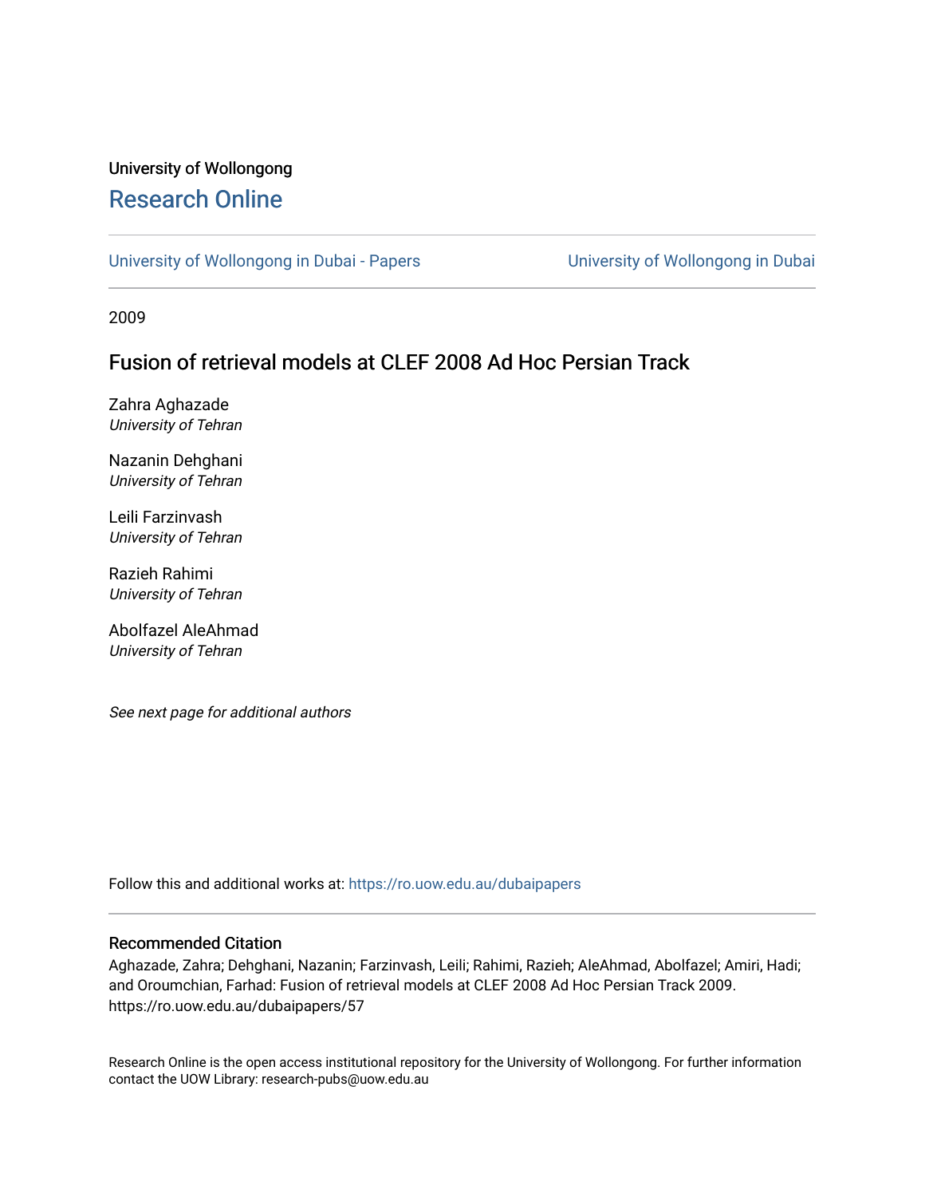University of Wollongong

# Research Online

University of Wollongong in Dubai - Papers | University of Wollongong in Dubai

2009

## Fusion of retrieval models at CLEF 2008 Ad Hoc Persian Track

Zahra Aghazade
*University of Tehran*

Nazanin Dehghani
*University of Tehran*

Leili Farzinvash
*University of Tehran*

Razieh Rahimi
*University of Tehran*

Abolfazel AleAhmad
*University of Tehran*

*See next page for additional authors*

Follow this and additional works at: https://ro.uow.edu.au/dubaipapers

### Recommended Citation

Aghazade, Zahra; Dehghani, Nazanin; Farzinvash, Leili; Rahimi, Razieh; AleAhmad, Abolfazel; Amiri, Hadi; and Oroumchian, Farhad: Fusion of retrieval models at CLEF 2008 Ad Hoc Persian Track 2009. https://ro.uow.edu.au/dubaipapers/57

Research Online is the open access institutional repository for the University of Wollongong. For further information contact the UOW Library: research-pubs@uow.edu.au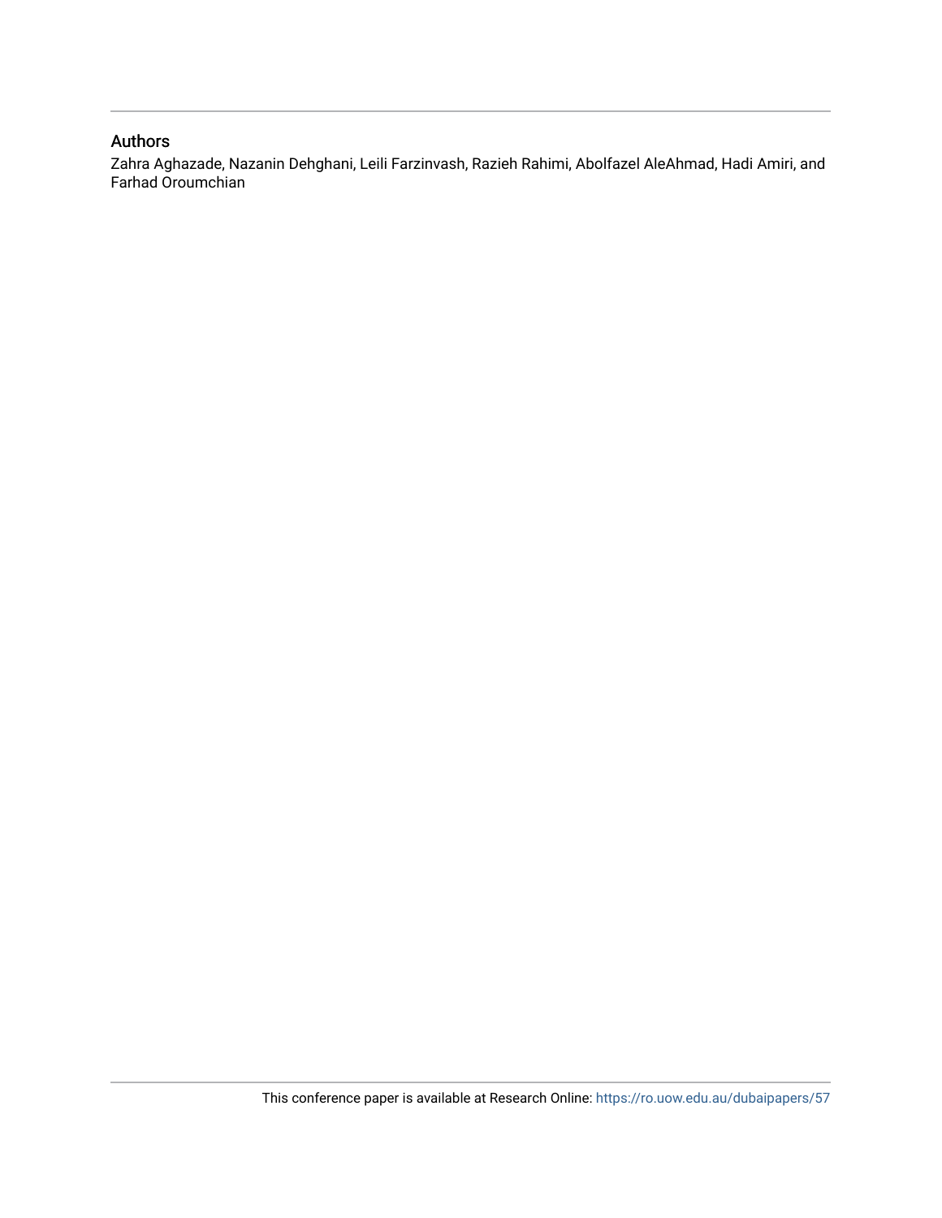## Authors

Zahra Aghazade, Nazanin Dehghani, Leili Farzinvash, Razieh Rahimi, Abolfazel AleAhmad, Hadi Amiri, and Farhad Oroumchian

This conference paper is available at Research Online: https://ro.uow.edu.au/dubaipapers/57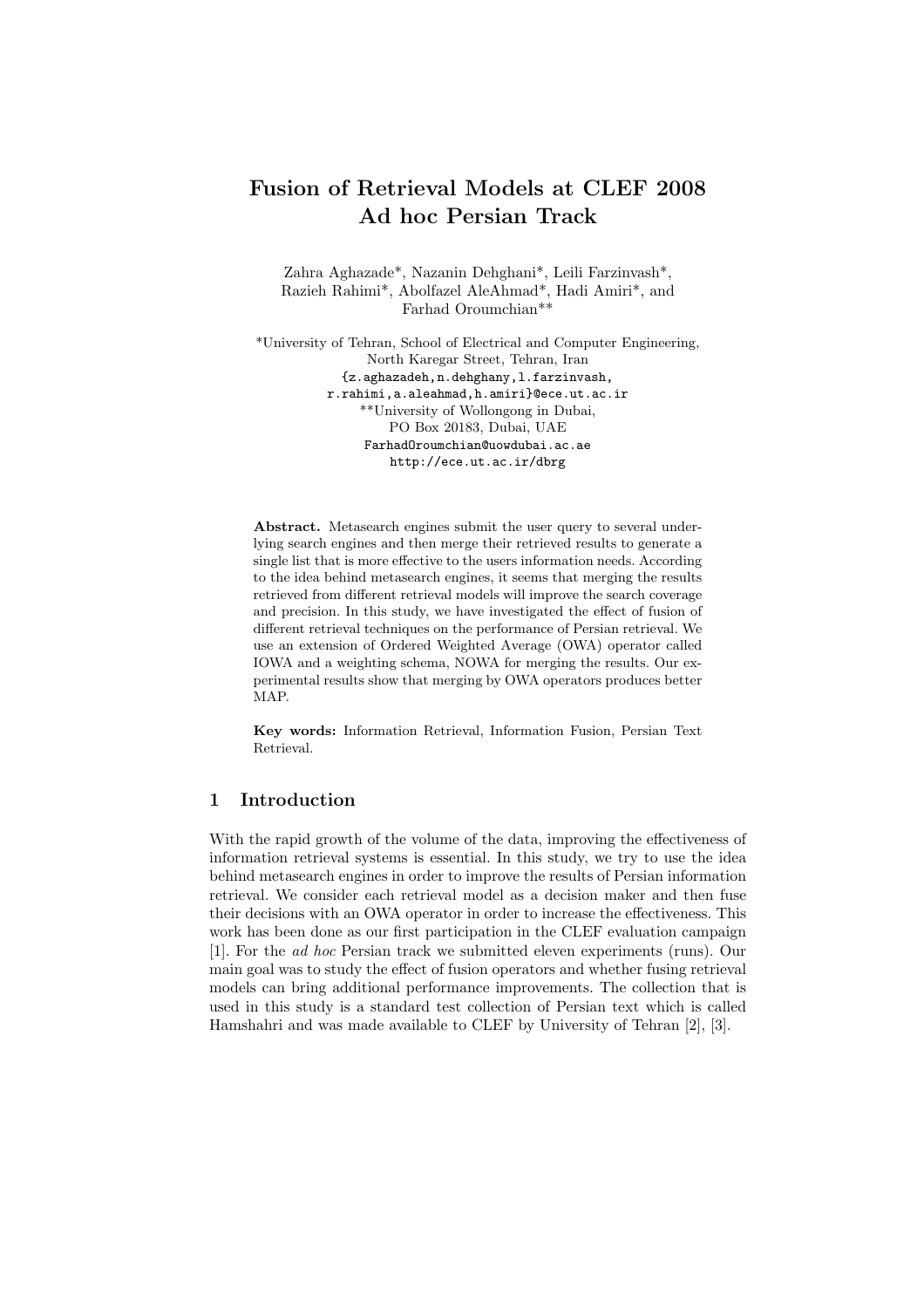# Fusion of Retrieval Models at CLEF 2008 Ad hoc Persian Track

Zahra Aghazade*, Nazanin Dehghani*, Leili Farzinvash*, Razieh Rahimi*, Abolfazel AleAhmad*, Hadi Amiri*, and Farhad Oroumchian**

*University of Tehran, School of Electrical and Computer Engineering, North Karegar Street, Tehran, Iran
{z.aghazadeh,n.dehghany,l.farzinvash, r.rahimi,a.aleahmad,h.amiri}@ece.ut.ac.ir
**University of Wollongong in Dubai, PO Box 20183, Dubai, UAE
FarhadOroumchian@uowdubai.ac.ae
http://ece.ut.ac.ir/dbrg

**Abstract.** Metasearch engines submit the user query to several underlying search engines and then merge their retrieved results to generate a single list that is more effective to the users information needs. According to the idea behind metasearch engines, it seems that merging the results retrieved from different retrieval models will improve the search coverage and precision. In this study, we have investigated the effect of fusion of different retrieval techniques on the performance of Persian retrieval. We use an extension of Ordered Weighted Average (OWA) operator called IOWA and a weighting schema, NOWA for merging the results. Our experimental results show that merging by OWA operators produces better MAP.

**Key words:** Information Retrieval, Information Fusion, Persian Text Retrieval.

## 1 Introduction

With the rapid growth of the volume of the data, improving the effectiveness of information retrieval systems is essential. In this study, we try to use the idea behind metasearch engines in order to improve the results of Persian information retrieval. We consider each retrieval model as a decision maker and then fuse their decisions with an OWA operator in order to increase the effectiveness. This work has been done as our first participation in the CLEF evaluation campaign [1]. For the *ad hoc* Persian track we submitted eleven experiments (runs). Our main goal was to study the effect of fusion operators and whether fusing retrieval models can bring additional performance improvements. The collection that is used in this study is a standard test collection of Persian text which is called Hamshahri and was made available to CLEF by University of Tehran [2], [3].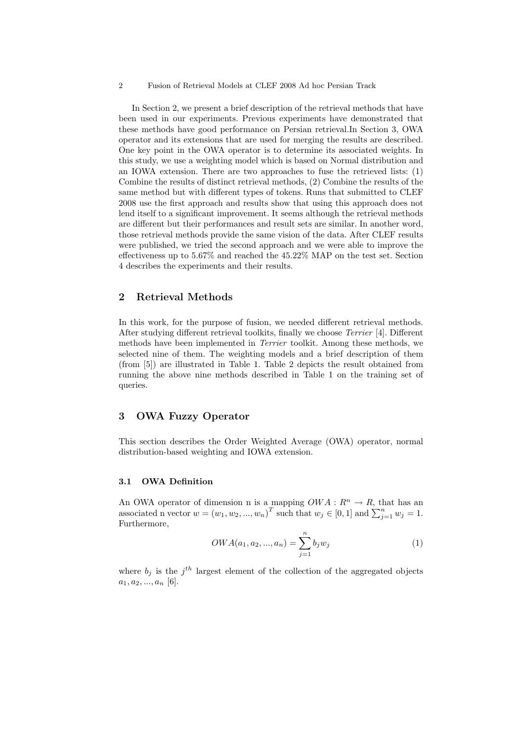In Section 2, we present a brief description of the retrieval methods that have been used in our experiments. Previous experiments have demonstrated that these methods have good performance on Persian retrieval.In Section 3, OWA operator and its extensions that are used for merging the results are described. One key point in the OWA operator is to determine its associated weights. In this study, we use a weighting model which is based on Normal distribution and an IOWA extension. There are two approaches to fuse the retrieved lists: (1) Combine the results of distinct retrieval methods, (2) Combine the results of the same method but with different types of tokens. Runs that submitted to CLEF 2008 use the first approach and results show that using this approach does not lend itself to a significant improvement. It seems although the retrieval methods are different but their performances and result sets are similar. In another word, those retrieval methods provide the same vision of the data. After CLEF results were published, we tried the second approach and we were able to improve the effectiveness up to 5.67% and reached the 45.22% MAP on the test set. Section 4 describes the experiments and their results.

## 2 Retrieval Methods

In this work, for the purpose of fusion, we needed different retrieval methods. After studying different retrieval toolkits, finally we choose *Terrier* [4]. Different methods have been implemented in *Terrier* toolkit. Among these methods, we selected nine of them. The weighting models and a brief description of them (from [5]) are illustrated in Table 1. Table 2 depicts the result obtained from running the above nine methods described in Table 1 on the training set of queries.

## 3 OWA Fuzzy Operator

This section describes the Order Weighted Average (OWA) operator, normal distribution-based weighting and IOWA extension.

### 3.1 OWA Definition

An OWA operator of dimension n is a mapping $OWA : R^n \rightarrow R$, that has an associated n vector $w = (w_1, w_2, ..., w_n)^T$ such that $w_j \in [0, 1]$ and $\sum_{j=1}^{n} w_j = 1$. Furthermore,

$$OWA(a_1, a_2, ..., a_n) = \sum_{j=1}^{n} b_j w_j \tag{1}$$

where $b_j$ is the $j^{th}$ largest element of the collection of the aggregated objects $a_1, a_2, ..., a_n$ [6].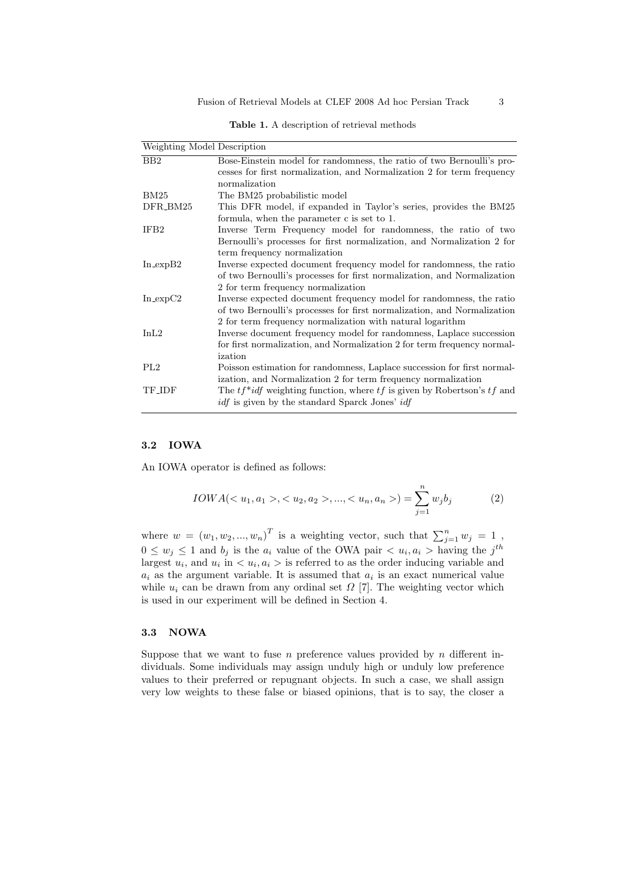**Table 1.** A description of retrieval methods

| Weighting Model | Description |
| --- | --- |
| BB2 | Bose-Einstein model for randomness, the ratio of two Bernoulli's processes for first normalization, and Normalization 2 for term frequency normalization |
| BM25 | The BM25 probabilistic model |
| DFR_BM25 | This DFR model, if expanded in Taylor's series, provides the BM25 formula, when the parameter c is set to 1. |
| IFB2 | Inverse Term Frequency model for randomness, the ratio of two Bernoulli's processes for first normalization, and Normalization 2 for term frequency normalization |
| In_expB2 | Inverse expected document frequency model for randomness, the ratio of two Bernoulli's processes for first normalization, and Normalization 2 for term frequency normalization |
| In_expC2 | Inverse expected document frequency model for randomness, the ratio of two Bernoulli's processes for first normalization, and Normalization 2 for term frequency normalization with natural logarithm |
| InL2 | Inverse document frequency model for randomness, Laplace succession for first normalization, and Normalization 2 for term frequency normalization |
| PL2 | Poisson estimation for randomness, Laplace succession for first normalization, and Normalization 2 for term frequency normalization |
| TF_IDF | The *tf\*idf* weighting function, where *tf* is given by Robertson's *tf* and *idf* is given by the standard Sparck Jones' *idf* |

### 3.2 IOWA

An IOWA operator is defined as follows:

$$IOWA(< u_1, a_1 >, < u_2, a_2 >, ..., < u_n, a_n >) = \sum_{j=1}^{n} w_j b_j \tag{2}$$

where $w = (w_1, w_2, ..., w_n)^T$ is a weighting vector, such that $\sum_{j=1}^{n} w_j = 1$ , $0 \leq w_j \leq 1$ and $b_j$ is the $a_i$ value of the OWA pair $< u_i, a_i >$ having the $j^{th}$ largest $u_i$, and $u_i$ in $< u_i, a_i >$ is referred to as the order inducing variable and $a_i$ as the argument variable. It is assumed that $a_i$ is an exact numerical value while $u_i$ can be drawn from any ordinal set $\Omega$ [7]. The weighting vector which is used in our experiment will be defined in Section 4.

### 3.3 NOWA

Suppose that we want to fuse $n$ preference values provided by $n$ different individuals. Some individuals may assign unduly high or unduly low preference values to their preferred or repugnant objects. In such a case, we shall assign very low weights to these false or biased opinions, that is to say, the closer a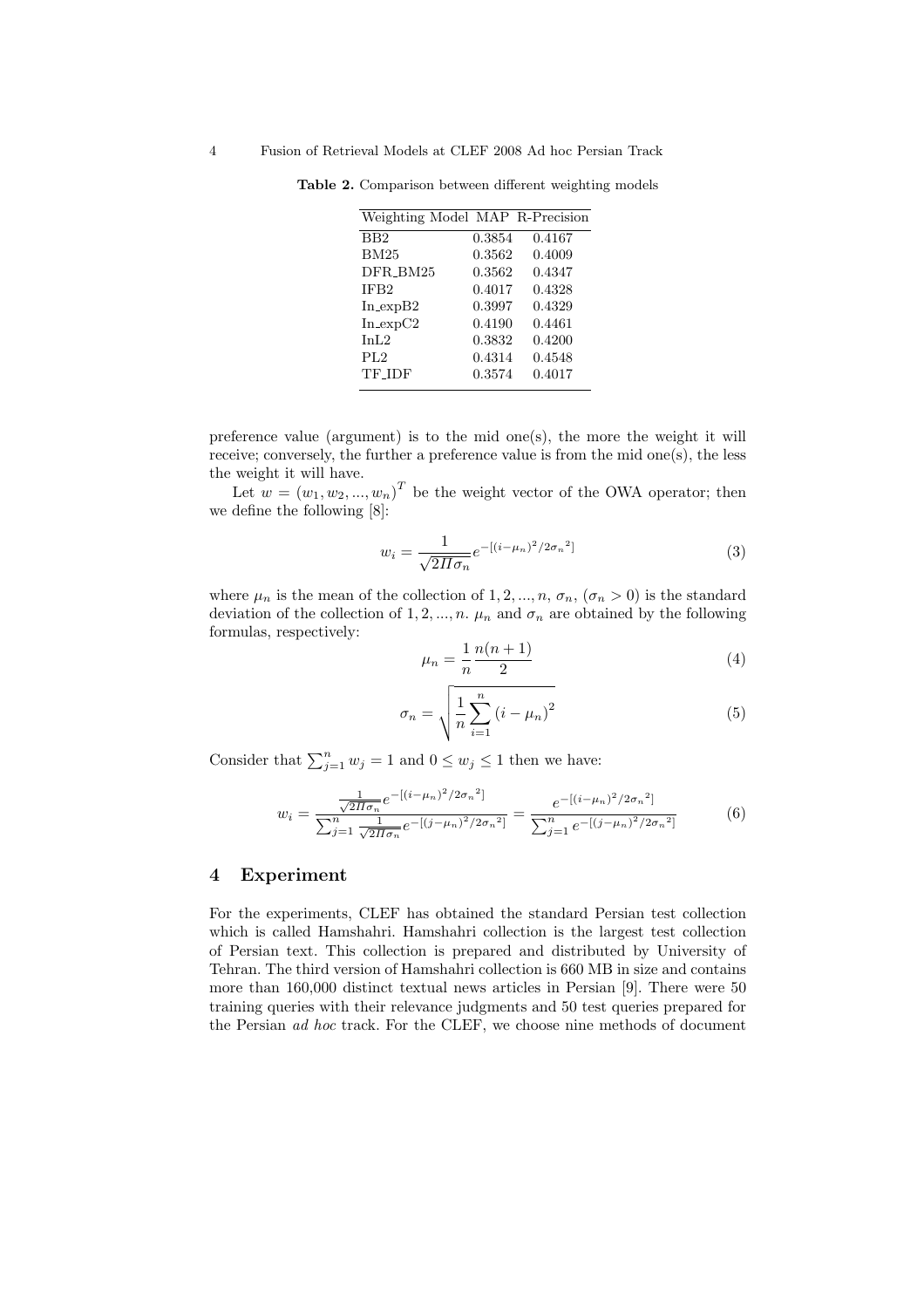**Table 2.** Comparison between different weighting models

| Weighting Model | MAP | R-Precision |
|---|---|---|
| BB2 | 0.3854 | 0.4167 |
| BM25 | 0.3562 | 0.4009 |
| DFR_BM25 | 0.3562 | 0.4347 |
| IFB2 | 0.4017 | 0.4328 |
| In_expB2 | 0.3997 | 0.4329 |
| In_expC2 | 0.4190 | 0.4461 |
| InL2 | 0.3832 | 0.4200 |
| PL2 | 0.4314 | 0.4548 |
| TF_IDF | 0.3574 | 0.4017 |

preference value (argument) is to the mid one(s), the more the weight it will receive; conversely, the further a preference value is from the mid one(s), the less the weight it will have.

Let $w = (w_1, w_2, ..., w_n)^T$ be the weight vector of the OWA operator; then we define the following [8]:

$$w_i = \frac{1}{\sqrt{2\Pi}\sigma_n} e^{-[(i-\mu_n)^2/2{\sigma_n}^2]} \tag{3}$$

where $\mu_n$ is the mean of the collection of $1, 2, ..., n$. $\sigma_n$, $(\sigma_n > 0)$ is the standard deviation of the collection of $1, 2, ..., n$. $\mu_n$ and $\sigma_n$ are obtained by the following formulas, respectively:

$$\mu_n = \frac{1}{n}\frac{n(n+1)}{2} \tag{4}$$

$$\sigma_n = \sqrt{\frac{1}{n}\sum_{i=1}^{n}(i-\mu_n)^2} \tag{5}$$

Consider that $\sum_{j=1}^{n} w_j = 1$ and $0 \leq w_j \leq 1$ then we have:

$$w_i = \frac{\frac{1}{\sqrt{2\Pi}\sigma_n} e^{-[(i-\mu_n)^2/2{\sigma_n}^2]}}{\sum_{j=1}^{n}\frac{1}{\sqrt{2\Pi}\sigma_n} e^{-[(j-\mu_n)^2/2{\sigma_n}^2]}} = \frac{e^{-[(i-\mu_n)^2/2{\sigma_n}^2]}}{\sum_{j=1}^{n} e^{-[(j-\mu_n)^2/2{\sigma_n}^2]}} \tag{6}$$

## 4 Experiment

For the experiments, CLEF has obtained the standard Persian test collection which is called Hamshahri. Hamshahri collection is the largest test collection of Persian text. This collection is prepared and distributed by University of Tehran. The third version of Hamshahri collection is 660 MB in size and contains more than 160,000 distinct textual news articles in Persian [9]. There were 50 training queries with their relevance judgments and 50 test queries prepared for the Persian *ad hoc* track. For the CLEF, we choose nine methods of document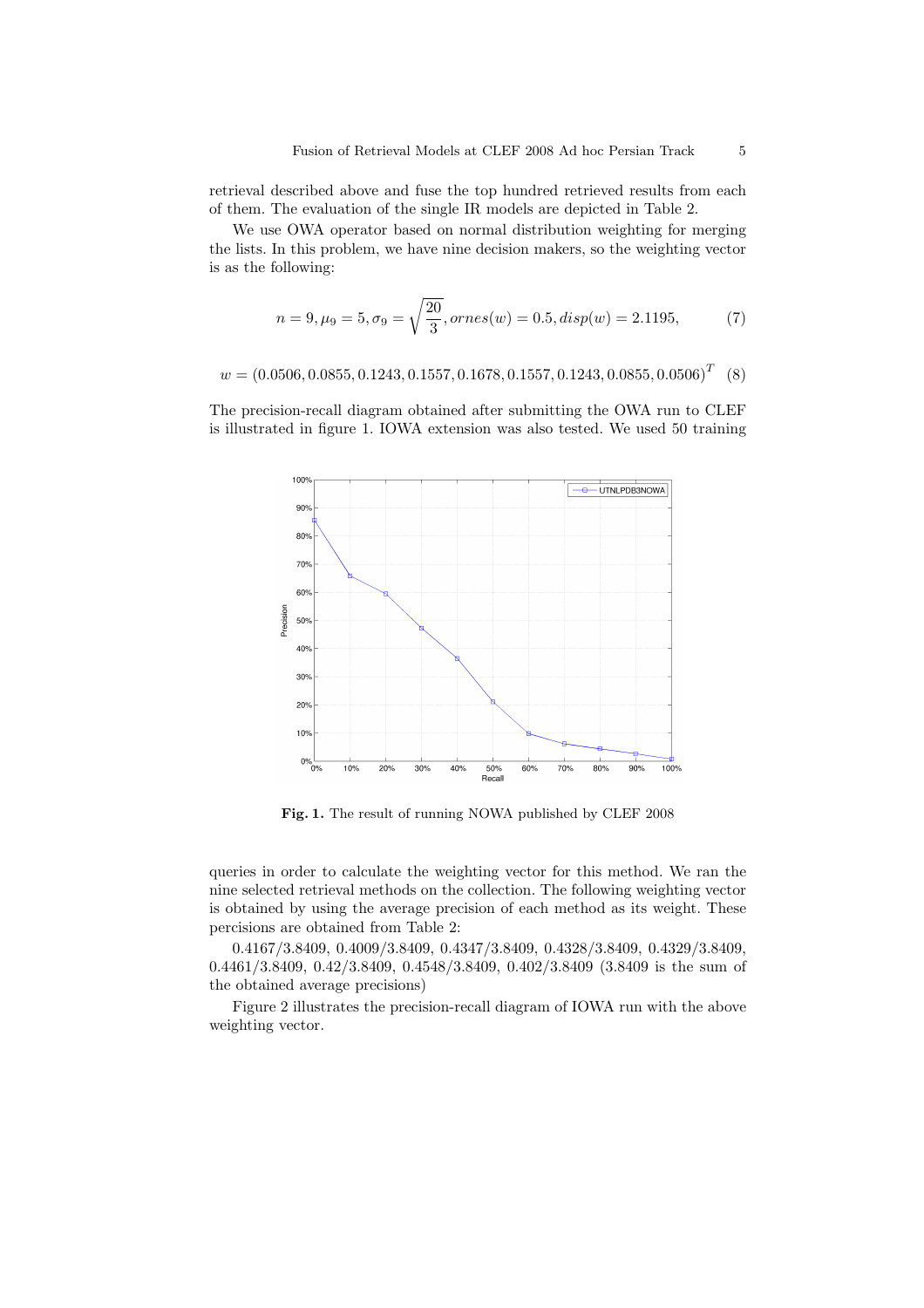retrieval described above and fuse the top hundred retrieved results from each of them. The evaluation of the single IR models are depicted in Table 2.

We use OWA operator based on normal distribution weighting for merging the lists. In this problem, we have nine decision makers, so the weighting vector is as the following:

$$n = 9, \mu_9 = 5, \sigma_9 = \sqrt{\frac{20}{3}}, ornes(w) = 0.5, disp(w) = 2.1195, \quad (7)$$

$$w = (0.0506, 0.0855, 0.1243, 0.1557, 0.1678, 0.1557, 0.1243, 0.0855, 0.0506)^T \quad (8)$$

The precision-recall diagram obtained after submitting the OWA run to CLEF is illustrated in figure 1. IOWA extension was also tested. We used 50 training queries in order to calculate the weighting vector for this method. We ran the nine selected retrieval methods on the collection. The following weighting vector is obtained by using the average precision of each method as its weight. These percisions are obtained from Table 2:

**Fig. 1.** The result of running NOWA published by CLEF 2008

0.4167/3.8409, 0.4009/3.8409, 0.4347/3.8409, 0.4328/3.8409, 0.4329/3.8409, 0.4461/3.8409, 0.42/3.8409, 0.4548/3.8409, 0.402/3.8409 (3.8409 is the sum of the obtained average precisions)

Figure 2 illustrates the precision-recall diagram of IOWA run with the above weighting vector.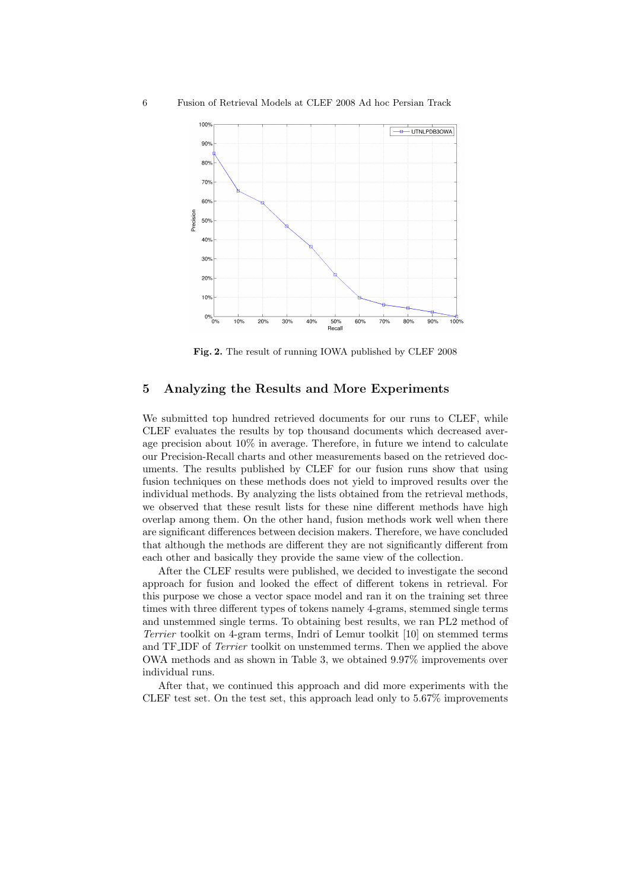**Fig. 2.** The result of running IOWA published by CLEF 2008

## 5 Analyzing the Results and More Experiments

We submitted top hundred retrieved documents for our runs to CLEF, while CLEF evaluates the results by top thousand documents which decreased average precision about 10% in average. Therefore, in future we intend to calculate our Precision-Recall charts and other measurements based on the retrieved documents. The results published by CLEF for our fusion runs show that using fusion techniques on these methods does not yield to improved results over the individual methods. By analyzing the lists obtained from the retrieval methods, we observed that these result lists for these nine different methods have high overlap among them. On the other hand, fusion methods work well when there are significant differences between decision makers. Therefore, we have concluded that although the methods are different they are not significantly different from each other and basically they provide the same view of the collection.

After the CLEF results were published, we decided to investigate the second approach for fusion and looked the effect of different tokens in retrieval. For this purpose we chose a vector space model and ran it on the training set three times with three different types of tokens namely 4-grams, stemmed single terms and unstemmed single terms. To obtaining best results, we ran PL2 method of *Terrier* toolkit on 4-gram terms, Indri of Lemur toolkit [10] on stemmed terms and TF_IDF of *Terrier* toolkit on unstemmed terms. Then we applied the above OWA methods and as shown in Table 3, we obtained 9.97% improvements over individual runs.

After that, we continued this approach and did more experiments with the CLEF test set. On the test set, this approach lead only to 5.67% improvements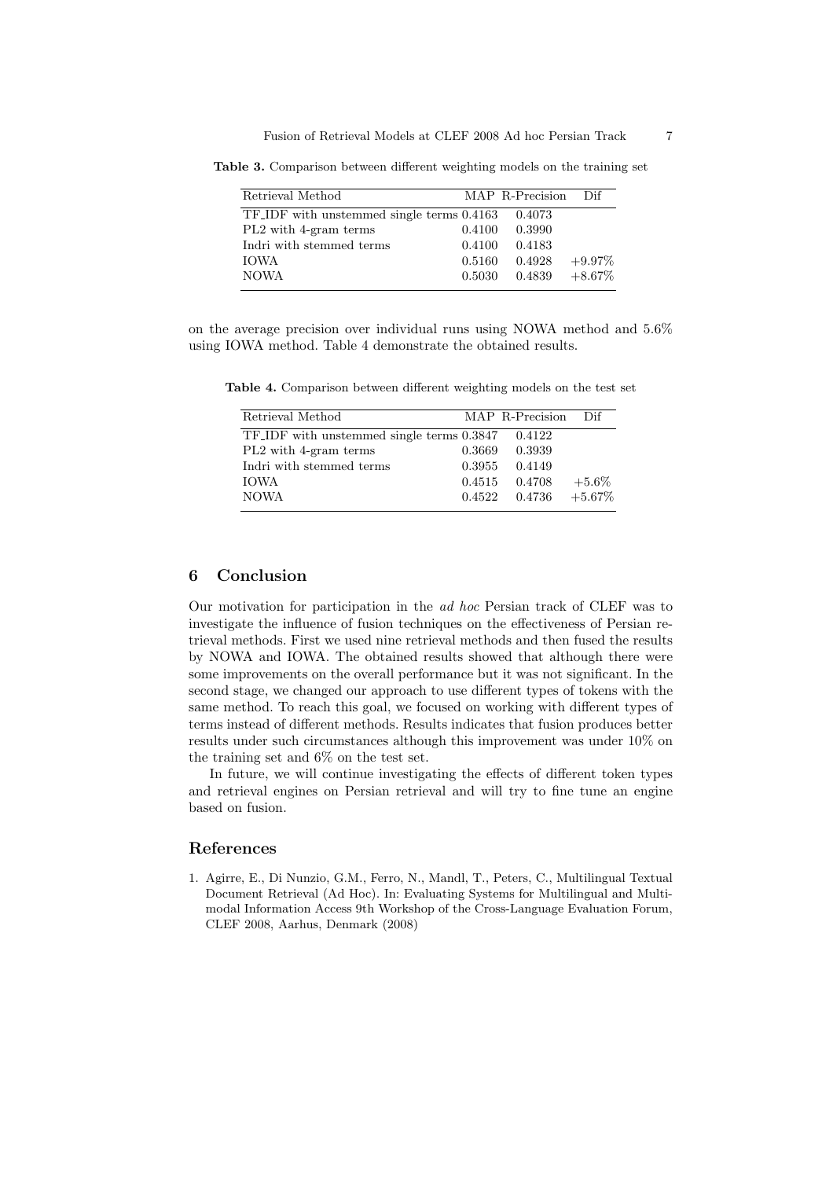**Table 3.** Comparison between different weighting models on the training set

| Retrieval Method | MAP | R-Precision | Dif |
|---|---|---|---|
| TF_IDF with unstemmed single terms | 0.4163 | 0.4073 | |
| PL2 with 4-gram terms | 0.4100 | 0.3990 | |
| Indri with stemmed terms | 0.4100 | 0.4183 | |
| IOWA | 0.5160 | 0.4928 | +9.97% |
| NOWA | 0.5030 | 0.4839 | +8.67% |

on the average precision over individual runs using NOWA method and 5.6% using IOWA method. Table 4 demonstrate the obtained results.

**Table 4.** Comparison between different weighting models on the test set

| Retrieval Method | MAP | R-Precision | Dif |
|---|---|---|---|
| TF_IDF with unstemmed single terms | 0.3847 | 0.4122 | |
| PL2 with 4-gram terms | 0.3669 | 0.3939 | |
| Indri with stemmed terms | 0.3955 | 0.4149 | |
| IOWA | 0.4515 | 0.4708 | +5.6% |
| NOWA | 0.4522 | 0.4736 | +5.67% |

## 6 Conclusion

Our motivation for participation in the *ad hoc* Persian track of CLEF was to investigate the influence of fusion techniques on the effectiveness of Persian retrieval methods. First we used nine retrieval methods and then fused the results by NOWA and IOWA. The obtained results showed that although there were some improvements on the overall performance but it was not significant. In the second stage, we changed our approach to use different types of tokens with the same method. To reach this goal, we focused on working with different types of terms instead of different methods. Results indicates that fusion produces better results under such circumstances although this improvement was under 10% on the training set and 6% on the test set.

In future, we will continue investigating the effects of different token types and retrieval engines on Persian retrieval and will try to fine tune an engine based on fusion.

## References

1. Agirre, E., Di Nunzio, G.M., Ferro, N., Mandl, T., Peters, C., Multilingual Textual Document Retrieval (Ad Hoc). In: Evaluating Systems for Multilingual and Multimodal Information Access 9th Workshop of the Cross-Language Evaluation Forum, CLEF 2008, Aarhus, Denmark (2008)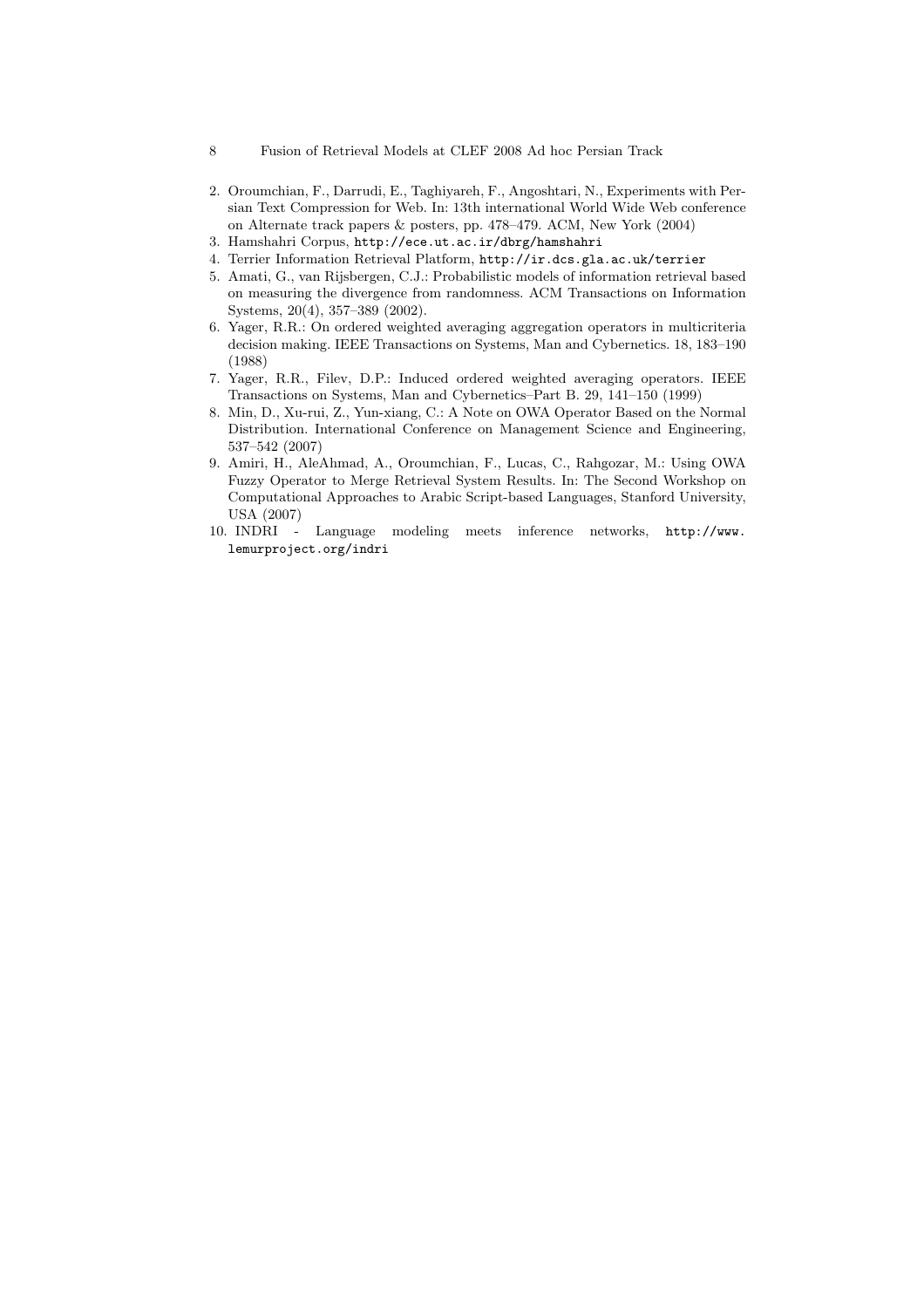2. Oroumchian, F., Darrudi, E., Taghiyareh, F., Angoshtari, N., Experiments with Persian Text Compression for Web. In: 13th international World Wide Web conference on Alternate track papers & posters, pp. 478–479. ACM, New York (2004)
3. Hamshahri Corpus, http://ece.ut.ac.ir/dbrg/hamshahri
4. Terrier Information Retrieval Platform, http://ir.dcs.gla.ac.uk/terrier
5. Amati, G., van Rijsbergen, C.J.: Probabilistic models of information retrieval based on measuring the divergence from randomness. ACM Transactions on Information Systems, 20(4), 357–389 (2002).
6. Yager, R.R.: On ordered weighted averaging aggregation operators in multicriteria decision making. IEEE Transactions on Systems, Man and Cybernetics. 18, 183–190 (1988)
7. Yager, R.R., Filev, D.P.: Induced ordered weighted averaging operators. IEEE Transactions on Systems, Man and Cybernetics–Part B. 29, 141–150 (1999)
8. Min, D., Xu-rui, Z., Yun-xiang, C.: A Note on OWA Operator Based on the Normal Distribution. International Conference on Management Science and Engineering, 537–542 (2007)
9. Amiri, H., AleAhmad, A., Oroumchian, F., Lucas, C., Rahgozar, M.: Using OWA Fuzzy Operator to Merge Retrieval System Results. In: The Second Workshop on Computational Approaches to Arabic Script-based Languages, Stanford University, USA (2007)
10. INDRI - Language modeling meets inference networks, http://www.lemurproject.org/indri